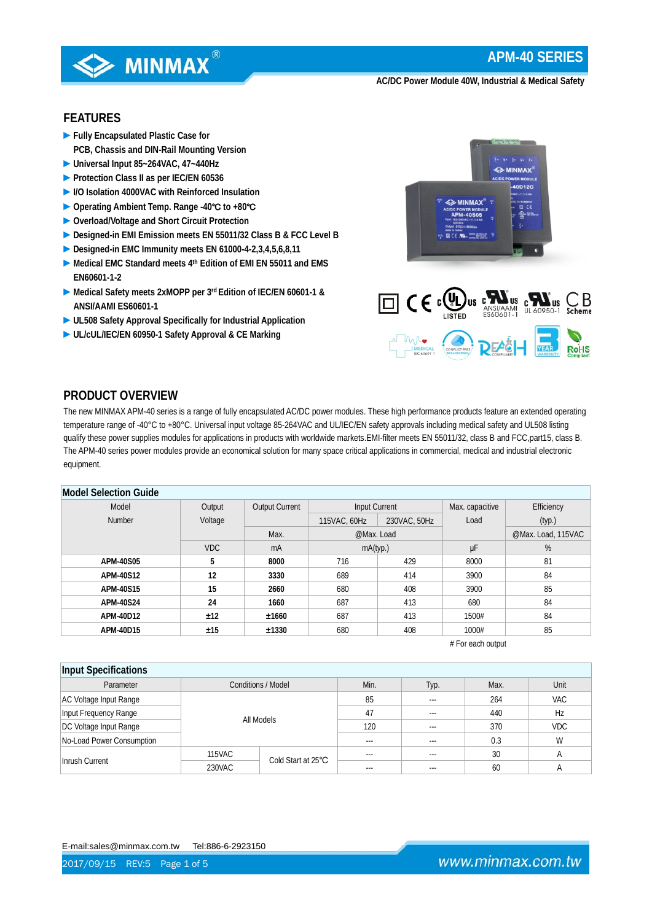# APM-40 SERIES

AC/DC Power Module 40W, Industrial & Medical Safety

## FEATURES

- ▶ Fully Encapsulated Plastic Case for PCB, Chassis and DIN-Rail Mounting Version
- ▶ Universal Input 85~264VAC, 47~440Hz
- ▶ Protection Class II as per IEC/EN 60536
- ▶ I/O Isolation 4000VAC with Reinforced Insulation
- ▶ Operating Ambient Temp. Range -40℃ to +80℃
- ▶ Overload/Voltage and Short Circuit Protection
- ▶ Designed-in EMI Emission meets EN 55011/32 Class B & FCC Level B
- ▶ Designed-in EMC Immunity meets EN 61000-4-2,3,4,5,6,8,11
- ▶ Medical EMC Standard meets 4th Edition of EMI EN 55011 and EMS EN60601-1-2
- ▶ Medical Safety meets 2xMOPP per 3rd Edition of IEC/EN 60601-1 & ANSI/AAMI ES60601-1
- ▶ UL508 Safety Approval Specifically for Industrial Application
- ▶ UL/cUL/IEC/EN 60950-1 Safety Approval & CE Marking

## PRODUCT OVERVIEW

The new MINMAX APM-40 series is a range of fully encapsulated AC/DC power modules. These high performance products feature an extended operating temperature range of -40°C to +80°C. Universal input voltage 85-264VAC and UL/IEC/EN safety approvals including medical safety and UL508 listing qualify these power supplies modules for applications in products with worldwide markets.EMI-filter meets EN 55011/32, class B and FCC,part15, class B. The APM-40 series power modules provide an economical solution for many space critical applications in commercial, medical and industrial electronic equipment.

### Model Selection Guide

| Model Number | Output Voltage | Output Current | Input Current | | Max. capacitive Load | Efficiency (typ.) |
|---|---|---|---|---|---|---|
| | | | 115VAC, 60Hz | 230VAC, 50Hz | | |
| | | Max. | @Max. Load | | | @Max. Load, 115VAC |
| | VDC | mA | mA(typ.) | | μF | % |
| **APM-40S05** | **5** | **8000** | 716 | 429 | 8000 | 81 |
| **APM-40S12** | **12** | **3330** | 689 | 414 | 3900 | 84 |
| **APM-40S15** | **15** | **2660** | 680 | 408 | 3900 | 85 |
| **APM-40S24** | **24** | **1660** | 687 | 413 | 680 | 84 |
| **APM-40D12** | **±12** | **±1660** | 687 | 413 | 1500# | 84 |
| **APM-40D15** | **±15** | **±1330** | 680 | 408 | 1000# | 85 |

# For each output

### Input Specifications

| Parameter | Conditions / Model | | Min. | Typ. | Max. | Unit |
|---|---|---|---|---|---|---|
| AC Voltage Input Range | All Models | | 85 | --- | 264 | VAC |
| Input Frequency Range | | | 47 | --- | 440 | Hz |
| DC Voltage Input Range | | | 120 | --- | 370 | VDC |
| No-Load Power Consumption | | | --- | --- | 0.3 | W |
| Inrush Current | 115VAC | Cold Start at 25℃ | --- | --- | 30 | A |
| | 230VAC | | --- | --- | 60 | A |

E-mail:sales@minmax.com.tw Tel:886-6-2923150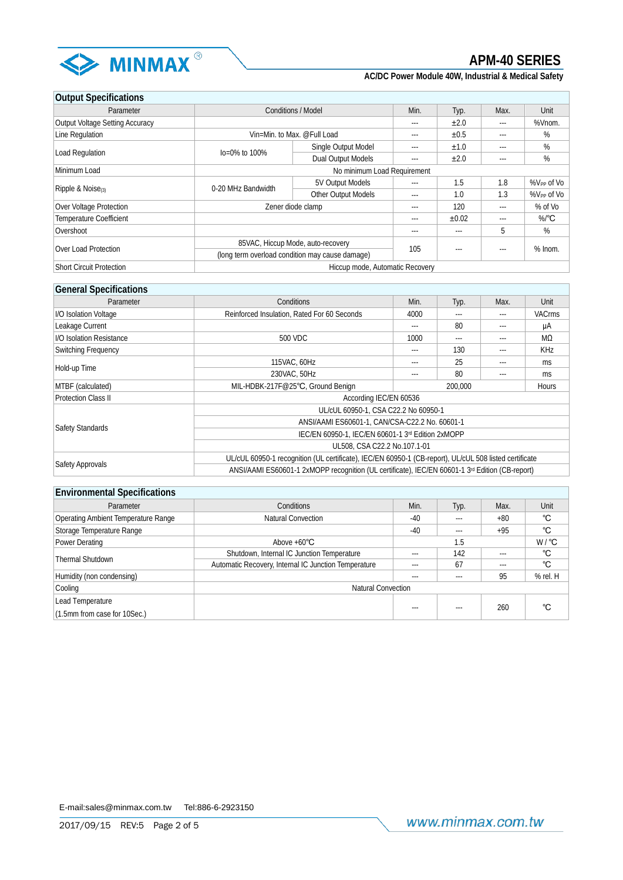## Output Specifications

| Parameter | Conditions / Model | | Min. | Typ. | Max. | Unit |
|---|---|---|---|---|---|---|
| Output Voltage Setting Accuracy | | | --- | ±2.0 | --- | %Vnom. |
| Line Regulation | Vin=Min. to Max. @Full Load | | --- | ±0.5 | --- | % |
| Load Regulation | Io=0% to 100% | Single Output Model | --- | ±1.0 | --- | % |
| | | Dual Output Models | --- | ±2.0 | --- | % |
| Minimum Load | No minimum Load Requirement | | | | | |
| Ripple & Noise(3) | 0-20 MHz Bandwidth | 5V Output Models | --- | 1.5 | 1.8 | %$V_{PP}$ of Vo |
| | | Other Output Models | --- | 1.0 | 1.3 | %$V_{PP}$ of Vo |
| Over Voltage Protection | Zener diode clamp | | --- | 120 | --- | % of Vo |
| Temperature Coefficient | | | --- | ±0.02 | --- | %/℃ |
| Overshoot | | | --- | --- | 5 | % |
| Over Load Protection | 85VAC, Hiccup Mode, auto-recovery (long term overload condition may cause damage) | | 105 | --- | --- | % Inom. |
| Short Circuit Protection | Hiccup mode, Automatic Recovery | | | | | |

## General Specifications

| Parameter | Conditions | Min. | Typ. | Max. | Unit |
|---|---|---|---|---|---|
| I/O Isolation Voltage | Reinforced Insulation, Rated For 60 Seconds | 4000 | --- | --- | VACrms |
| Leakage Current | | --- | 80 | --- | μA |
| I/O Isolation Resistance | 500 VDC | 1000 | --- | --- | MΩ |
| Switching Frequency | | --- | 130 | --- | KHz |
| Hold-up Time | 115VAC, 60Hz | --- | 25 | --- | ms |
| | 230VAC, 50Hz | --- | 80 | --- | ms |
| MTBF (calculated) | MIL-HDBK-217F@25℃, Ground Benign | 200,000 | | | Hours |
| Protection Class II | According IEC/EN 60536 | | | | |
| Safety Standards | UL/cUL 60950-1, CSA C22.2 No 60950-1 | | | | |
| | ANSI/AAMI ES60601-1, CAN/CSA-C22.2 No. 60601-1 | | | | |
| | IEC/EN 60950-1, IEC/EN 60601-1 3rd Edition 2xMOPP | | | | |
| | UL508, CSA C22.2 No.107.1-01 | | | | |
| Safety Approvals | UL/cUL 60950-1 recognition (UL certificate), IEC/EN 60950-1 (CB-report), UL/cUL 508 listed certificate | | | | |
| | ANSI/AAMI ES60601-1 2xMOPP recognition (UL certificate), IEC/EN 60601-1 3rd Edition (CB-report) | | | | |

## Environmental Specifications

| Parameter | Conditions | Min. | Typ. | Max. | Unit |
|---|---|---|---|---|---|
| Operating Ambient Temperature Range | Natural Convection | -40 | --- | +80 | ℃ |
| Storage Temperature Range | | -40 | --- | +95 | ℃ |
| Power Derating | Above +60℃ | | 1.5 | | W / ℃ |
| Thermal Shutdown | Shutdown, Internal IC Junction Temperature | --- | 142 | --- | ℃ |
| | Automatic Recovery, Internal IC Junction Temperature | --- | 67 | --- | ℃ |
| Humidity (non condensing) | | --- | --- | 95 | % rel. H |
| Cooling | Natural Convection | | | | |
| Lead Temperature (1.5mm from case for 10Sec.) | | --- | --- | 260 | ℃ |

E-mail:sales@minmax.com.tw Tel:886-6-2923150

2017/09/15 REV:5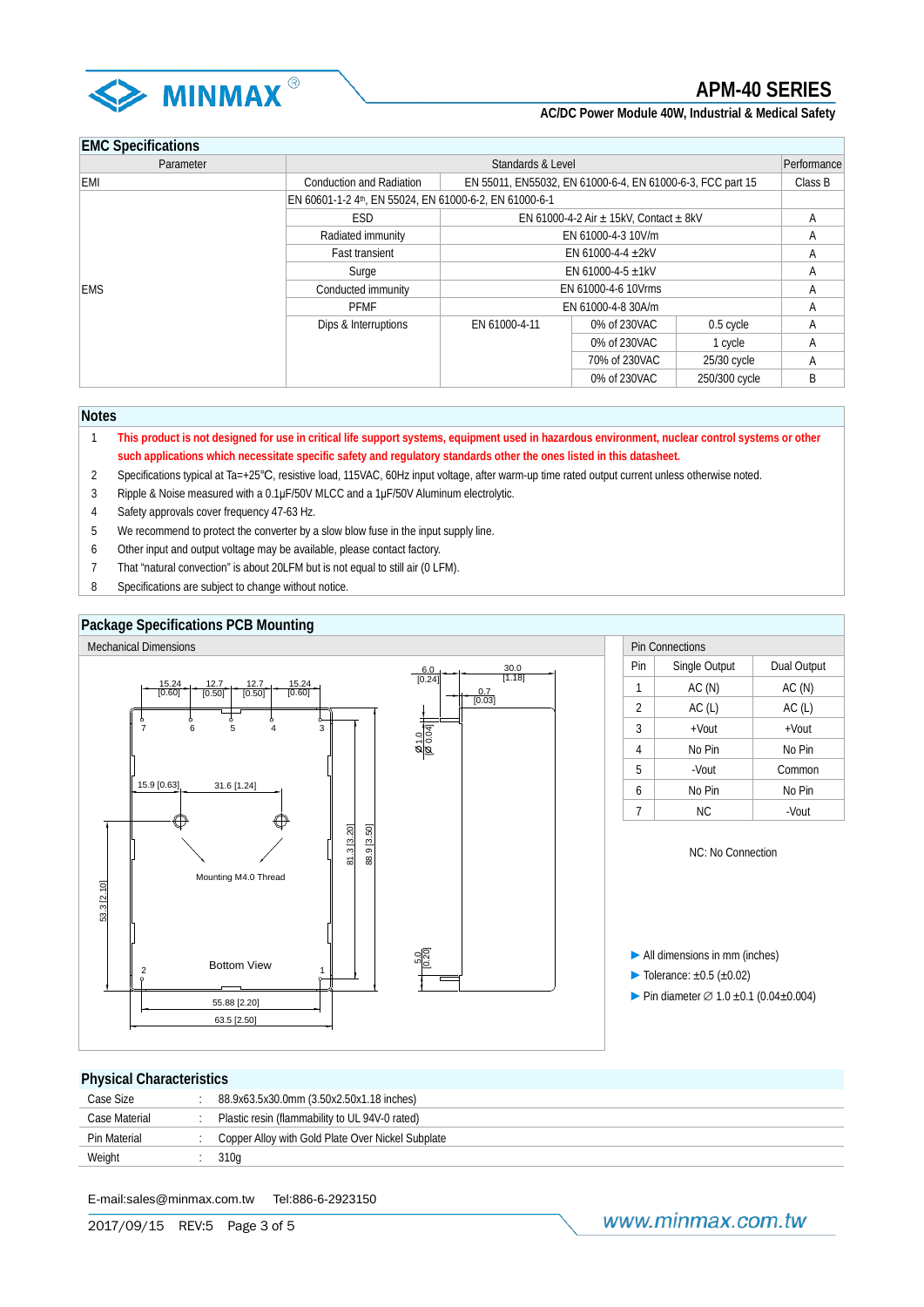## EMC Specifications

| Parameter | Standards & Level | | | | Performance |
|---|---|---|---|---|---|
| EMI | Conduction and Radiation | EN 55011, EN55032, EN 61000-6-4, EN 61000-6-3, FCC part 15 | | | Class B |
| EMS | EN 60601-1-2 4th, EN 55024, EN 61000-6-2, EN 61000-6-1 | | | | |
| | ESD | EN 61000-4-2 Air ± 15kV, Contact ± 8kV | | | A |
| | Radiated immunity | EN 61000-4-3 10V/m | | | A |
| | Fast transient | EN 61000-4-4 ±2kV | | | A |
| | Surge | EN 61000-4-5 ±1kV | | | A |
| | Conducted immunity | EN 61000-4-6 10Vrms | | | A |
| | PFMF | EN 61000-4-8 30A/m | | | A |
| | Dips & Interruptions | EN 61000-4-11 | 0% of 230VAC | 0.5 cycle | A |
| | | | 0% of 230VAC | 1 cycle | A |
| | | | 70% of 230VAC | 25/30 cycle | A |
| | | | 0% of 230VAC | 250/300 cycle | B |

## Notes

1. **This product is not designed for use in critical life support systems, equipment used in hazardous environment, nuclear control systems or other such applications which necessitate specific safety and regulatory standards other the ones listed in this datasheet.**
2. Specifications typical at Ta=+25℃, resistive load, 115VAC, 60Hz input voltage, after warm-up time rated output current unless otherwise noted.
3. Ripple & Noise measured with a 0.1μF/50V MLCC and a 1μF/50V Aluminum electrolytic.
4. Safety approvals cover frequency 47-63 Hz.
5. We recommend to protect the converter by a slow blow fuse in the input supply line.
6. Other input and output voltage may be available, please contact factory.
7. That "natural convection" is about 20LFM but is not equal to still air (0 LFM).
8. Specifications are subject to change without notice.

## Package Specifications PCB Mounting

### Mechanical Dimensions

Bottom View: pins 7, 6, 5, 4, 3 along top edge, pins 2 and 1 along bottom edge. Pin spacing 15.24 [0.60], 12.7 [0.50], 12.7 [0.50], 15.24 [0.60]. Mounting holes at 15.9 [0.63] and 31.6 [1.24], Mounting M4.0 Thread. Dimensions: 53.3 [2.10], 81.3 [3.20], 88.9 [3.50], 55.88 [2.20], 63.5 [2.50]. Side view: 6.0 [0.24], 30.0 [1.18], 0.7 [0.03], ∅ 1.0 [∅ 0.04], 5.0 [0.20].

### Pin Connections

| Pin | Single Output | Dual Output |
|---|---|---|
| 1 | AC (N) | AC (N) |
| 2 | AC (L) | AC (L) |
| 3 | +Vout | +Vout |
| 4 | No Pin | No Pin |
| 5 | -Vout | Common |
| 6 | No Pin | No Pin |
| 7 | NC | -Vout |

NC: No Connection

- All dimensions in mm (inches)
- Tolerance: ±0.5 (±0.02)
- Pin diameter ∅ 1.0 ±0.1 (0.04±0.004)

## Physical Characteristics

| | | |
|---|---|---|
| Case Size | : | 88.9x63.5x30.0mm (3.50x2.50x1.18 inches) |
| Case Material | : | Plastic resin (flammability to UL 94V-0 rated) |
| Pin Material | : | Copper Alloy with Gold Plate Over Nickel Subplate |
| Weight | : | 310g |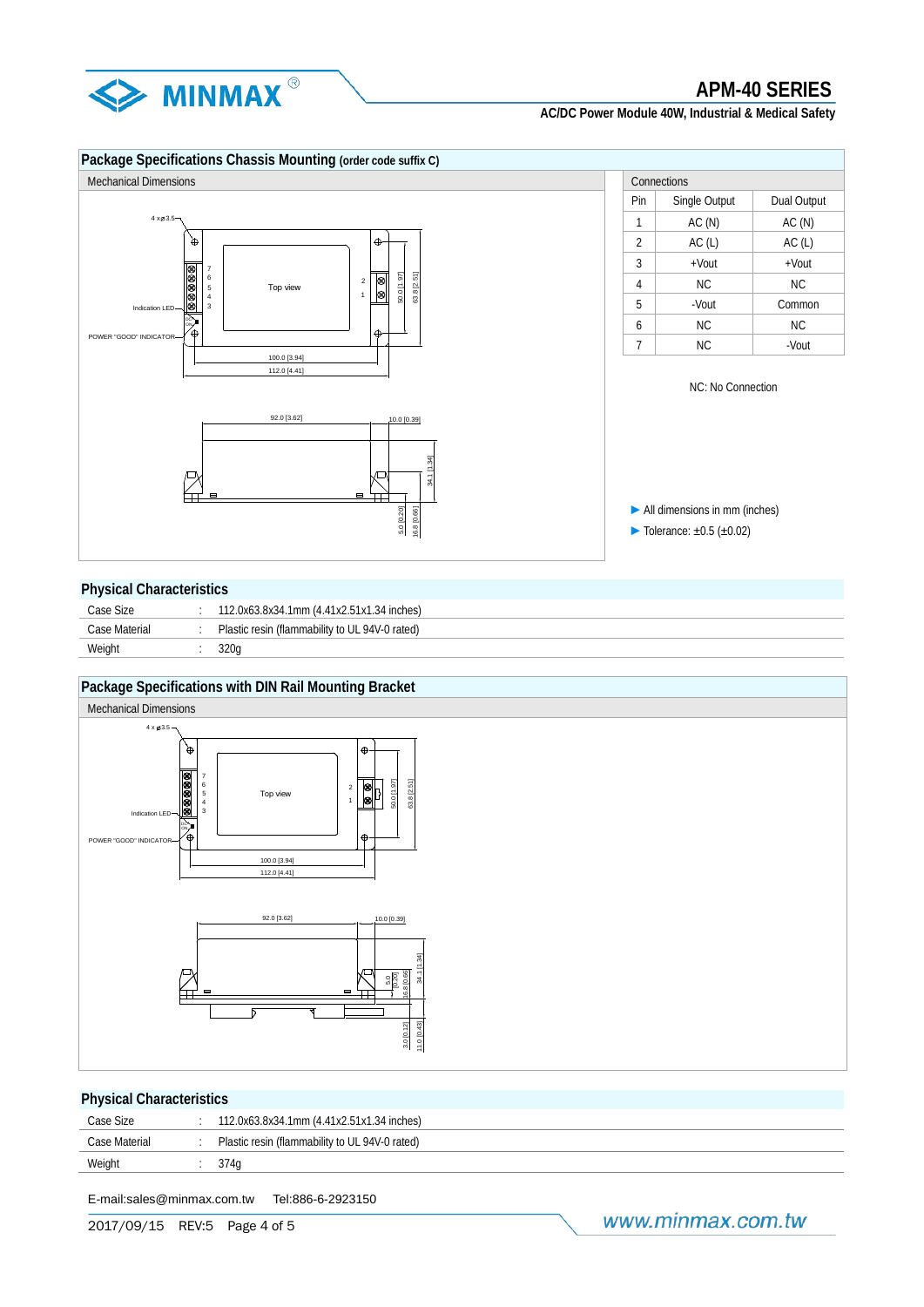## Package Specifications Chassis Mounting (order code suffix C)

Mechanical Dimensions

| Pin | Single Output | Dual Output |
|---|---|---|
| 1 | AC (N) | AC (N) |
| 2 | AC (L) | AC (L) |
| 3 | +Vout | +Vout |
| 4 | NC | NC |
| 5 | -Vout | Common |
| 6 | NC | NC |
| 7 | NC | -Vout |

NC: No Connection

- All dimensions in mm (inches)
- Tolerance: ±0.5 (±0.02)

## Physical Characteristics

| | | |
|---|---|---|
| Case Size | : | 112.0x63.8x34.1mm (4.41x2.51x1.34 inches) |
| Case Material | : | Plastic resin (flammability to UL 94V-0 rated) |
| Weight | : | 320g |

## Package Specifications with DIN Rail Mounting Bracket

Mechanical Dimensions

## Physical Characteristics

| | | |
|---|---|---|
| Case Size | : | 112.0x63.8x34.1mm (4.41x2.51x1.34 inches) |
| Case Material | : | Plastic resin (flammability to UL 94V-0 rated) |
| Weight | : | 374g |

E-mail:sales@minmax.com.tw Tel:886-6-2923150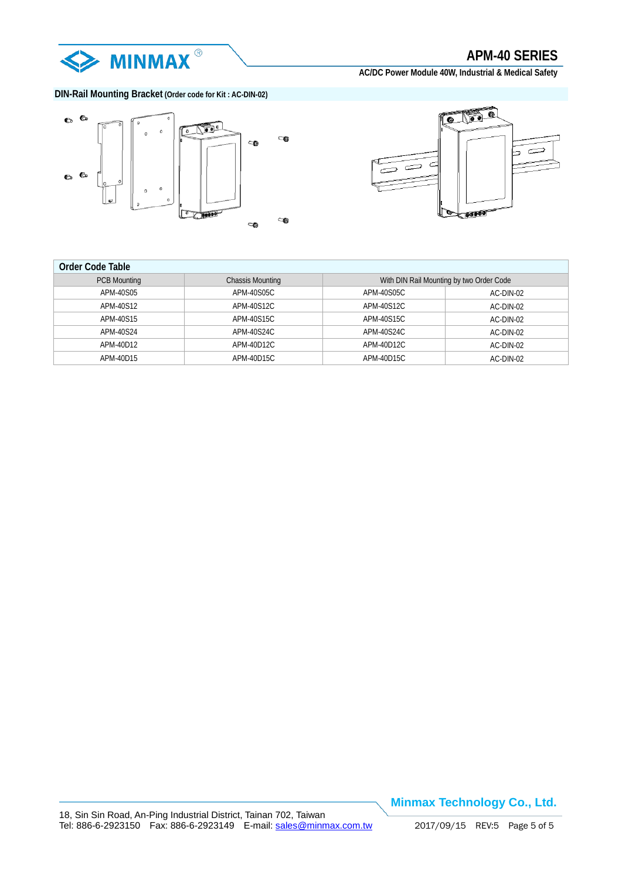## DIN-Rail Mounting Bracket (Order code for Kit : AC-DIN-02)

**Order Code Table**

| PCB Mounting | Chassis Mounting | With DIN Rail Mounting by two Order Code | |
|---|---|---|---|
| APM-40S05 | APM-40S05C | APM-40S05C | AC-DIN-02 |
| APM-40S12 | APM-40S12C | APM-40S12C | AC-DIN-02 |
| APM-40S15 | APM-40S15C | APM-40S15C | AC-DIN-02 |
| APM-40S24 | APM-40S24C | APM-40S24C | AC-DIN-02 |
| APM-40D12 | APM-40D12C | APM-40D12C | AC-DIN-02 |
| APM-40D15 | APM-40D15C | APM-40D15C | AC-DIN-02 |

**Minmax Technology Co., Ltd.**

18, Sin Sin Road, An-Ping Industrial District, Tainan 702, Taiwan
Tel: 886-6-2923150 Fax: 886-6-2923149 E-mail: sales@minmax.com.tw

2017/09/15 REV:5